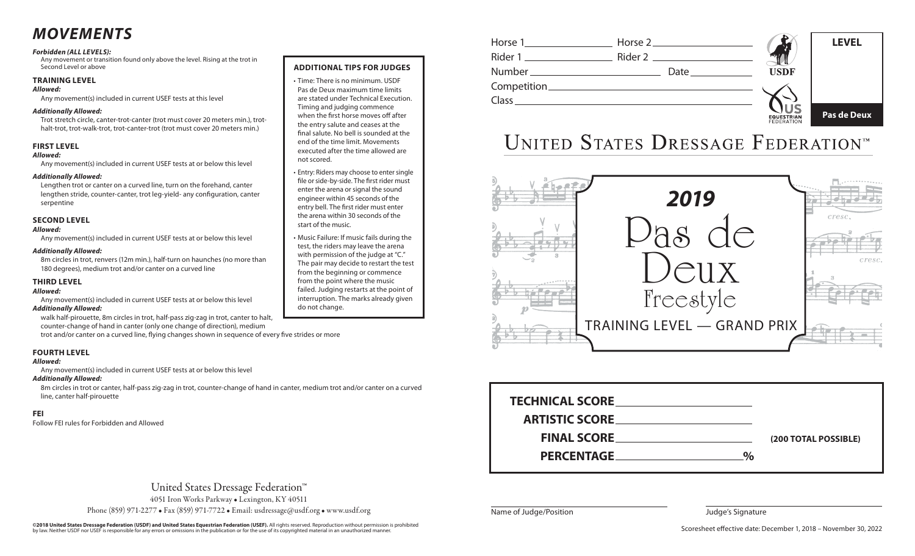# MOVEMENTS

***Forbidden (ALL LEVELS):***

Any movement or transition found only above the level. Rising at the trot in Second Level or above

### TRAINING LEVEL

***Allowed:***

Any movement(s) included in current USEF tests at this level

***Additionally Allowed:***

Trot stretch circle, canter-trot-canter (trot must cover 20 meters min.), trot-halt-trot, trot-walk-trot, trot-canter-trot (trot must cover 20 meters min.)

### FIRST LEVEL

***Allowed:***

Any movement(s) included in current USEF tests at or below this level

***Additionally Allowed:***

Lengthen trot or canter on a curved line, turn on the forehand, canter lengthen stride, counter-canter, trot leg-yield- any configuration, canter serpentine

### SECOND LEVEL

***Allowed:***

Any movement(s) included in current USEF tests at or below this level

***Additionally Allowed:***

8m circles in trot, renvers (12m min.), half-turn on haunches (no more than 180 degrees), medium trot and/or canter on a curved line

### THIRD LEVEL

***Allowed:***

Any movement(s) included in current USEF tests at or below this level

***Additionally Allowed:***

walk half-pirouette, 8m circles in trot, half-pass zig-zag in trot, canter to halt, counter-change of hand in canter (only one change of direction), medium trot and/or canter on a curved line, flying changes shown in sequence of every five strides or more

### FOURTH LEVEL

***Allowed:***

Any movement(s) included in current USEF tests at or below this level

***Additionally Allowed:***

8m circles in trot or canter, half-pass zig-zag in trot, counter-change of hand in canter, medium trot and/or canter on a curved line, canter half-pirouette

### FEI

Follow FEI rules for Forbidden and Allowed

### ADDITIONAL TIPS FOR JUDGES

- Time: There is no minimum. USDF Pas de Deux maximum time limits are stated under Technical Execution. Timing and judging commence when the first horse moves off after the entry salute and ceases at the final salute. No bell is sounded at the end of the time limit. Movements executed after the time allowed are not scored.
- Entry: Riders may choose to enter single file or side-by-side. The first rider must enter the arena or signal the sound engineer within 45 seconds of the entry bell. The first rider must enter the arena within 30 seconds of the start of the music.
- Music Failure: If music fails during the test, the riders may leave the arena with permission of the judge at "C." The pair may decide to restart the test from the beginning or commence from the point where the music failed. Judging restarts at the point of interruption. The marks already given do not change.

United States Dressage Federation™

4051 Iron Works Parkway • Lexington, KY 40511

Phone (859) 971-2277 • Fax (859) 971-7722 • Email: usdressage@usdf.org • www.usdf.org

**©2018 United States Dressage Federation (USDF) and United States Equestrian Federation (USEF).** All rights reserved. Reproduction without permission is prohibited by law. Neither USDF nor USEF is responsible for any errors or omissions in the publication or for the use of its copyrighted material in an unauthorized manner.

Horse 1\_\_\_\_\_\_\_\_\_\_ Horse 2\_\_\_\_\_\_\_\_\_\_

Rider 1\_\_\_\_\_\_\_\_\_\_ Rider 2\_\_\_\_\_\_\_\_\_\_

Number\_\_\_\_\_\_\_\_\_\_ Date\_\_\_\_\_\_\_\_\_\_

Competition\_\_\_\_\_\_\_\_\_\_

Class\_\_\_\_\_\_\_\_\_\_

USDF

US EQUESTRIAN FEDERATION

**LEVEL**

**Pas de Deux**

# UNITED STATES DRESSAGE FEDERATION™

## *2019*

# Pas de Deux

## Freestyle

## TRAINING LEVEL — GRAND PRIX

**TECHNICAL SCORE**\_\_\_\_\_\_\_\_\_\_

**ARTISTIC SCORE**\_\_\_\_\_\_\_\_\_\_

**FINAL SCORE**\_\_\_\_\_\_\_\_\_\_ **(200 TOTAL POSSIBLE)**

**PERCENTAGE**\_\_\_\_\_\_\_\_\_\_**%**

Name of Judge/Position

Judge's Signature

Scoresheet effective date: December 1, 2018 – November 30, 2022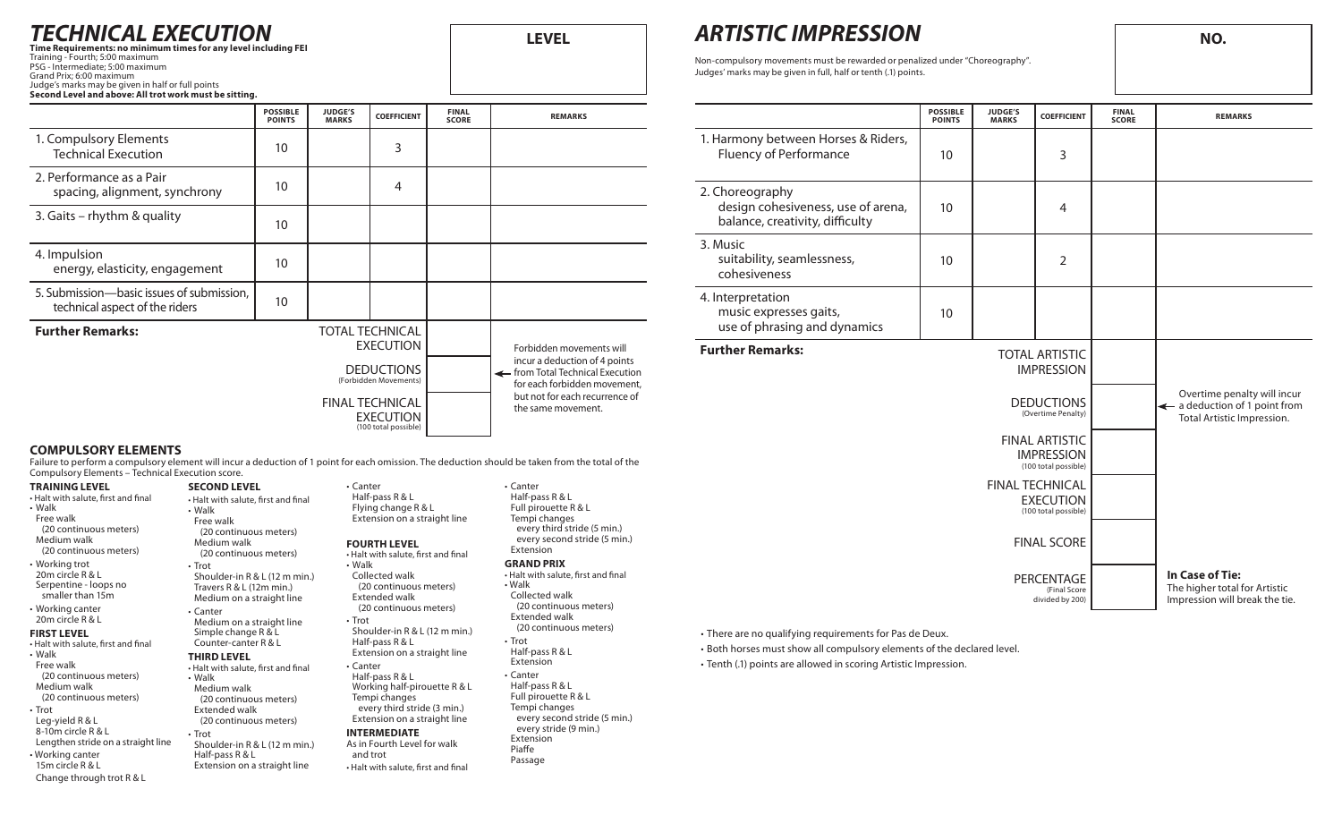# TECHNICAL EXECUTION

**Time Requirements: no minimum times for any level including FEI**
Training - Fourth; 5:00 maximum
PSG - Intermediate; 5:00 maximum
Grand Prix; 6:00 maximum
Judge's marks may be given in half or full points
**Second Level and above: All trot work must be sitting.**

**LEVEL**

| | POSSIBLE POINTS | JUDGE'S MARKS | COEFFICIENT | FINAL SCORE | REMARKS |
|---|---|---|---|---|---|
| 1. Compulsory Elements<br>Technical Execution | 10 | | 3 | | |
| 2. Performance as a Pair<br>spacing, alignment, synchrony | 10 | | 4 | | |
| 3. Gaits – rhythm & quality | 10 | | | | |
| 4. Impulsion<br>energy, elasticity, engagement | 10 | | | | |
| 5. Submission—basic issues of submission, technical aspect of the riders | 10 | | | | |

**Further Remarks:**

| | | |
|---|---|---|
| TOTAL TECHNICAL EXECUTION | | Forbidden movements will incur a deduction of 4 points from Total Technical Execution for each forbidden movement, but not for each recurrence of the same movement. |
| DEDUCTIONS (Forbidden Movements) | | |
| FINAL TECHNICAL EXECUTION (100 total possible) | | |

## COMPULSORY ELEMENTS

Failure to perform a compulsory element will incur a deduction of 1 point for each omission. The deduction should be taken from the total of the Compulsory Elements – Technical Execution score.

**TRAINING LEVEL**
- Halt with salute, first and final
- Walk
  - Free walk (20 continuous meters)
  - Medium walk (20 continuous meters)
- Working trot
  - 20m circle R & L
  - Serpentine - loops no smaller than 15m
- Working canter
  - 20m circle R & L

**FIRST LEVEL**
- Halt with salute, first and final
- Walk
  - Free walk (20 continuous meters)
  - Medium walk (20 continuous meters)
- Trot
  - Leg-yield R & L
  - 8-10m circle R & L
  - Lengthen stride on a straight line
- Working canter
  - 15m circle R & L
  - Change through trot R & L

**SECOND LEVEL**
- Halt with salute, first and final
- Walk
  - Free walk (20 continuous meters)
  - Medium walk (20 continuous meters)
- Trot
  - Shoulder-in R & L (12 m min.)
  - Travers R & L (12m min.)
  - Medium on a straight line
- Canter
  - Medium on a straight line
  - Simple change R & L
  - Counter-canter R & L

**THIRD LEVEL**
- Halt with salute, first and final
- Walk
  - Medium walk (20 continuous meters)
  - Extended walk (20 continuous meters)
- Trot
  - Shoulder-in R & L (12 m min.)
  - Half-pass R & L
  - Extension on a straight line
- Canter
  - Half-pass R & L
  - Flying change R & L
  - Extension on a straight line

**FOURTH LEVEL**
- Halt with salute, first and final
- Walk
  - Collected walk (20 continuous meters)
  - Extended walk (20 continuous meters)
- Trot
  - Shoulder-in R & L (12 m min.)
  - Half-pass R & L
  - Extension on a straight line
- Canter
  - Half-pass R & L
  - Working half-pirouette R & L
  - Tempi changes every third stride (3 min.)
  - Extension on a straight line

**INTERMEDIATE**
As in Fourth Level for walk and trot
- Halt with salute, first and final
- Canter
  - Half-pass R & L
  - Full pirouette R & L
  - Tempi changes every third stride (5 min.) every second stride (5 min.)
  - Extension

**GRAND PRIX**
- Halt with salute, first and final
- Walk
  - Collected walk (20 continuous meters)
  - Extended walk (20 continuous meters)
- Trot
  - Half-pass R & L
  - Extension
- Canter
  - Half-pass R & L
  - Full pirouette R & L
  - Tempi changes every second stride (5 min.) every stride (9 min.)
  - Extension
- Piaffe
- Passage

# ARTISTIC IMPRESSION

Non-compulsory movements must be rewarded or penalized under "Choreography".
Judges' marks may be given in full, half or tenth (.1) points.

**NO.**

| | POSSIBLE POINTS | JUDGE'S MARKS | COEFFICIENT | FINAL SCORE | REMARKS |
|---|---|---|---|---|---|
| 1. Harmony between Horses & Riders,<br>Fluency of Performance | 10 | | 3 | | |
| 2. Choreography<br>design cohesiveness, use of arena, balance, creativity, difficulty | 10 | | 4 | | |
| 3. Music<br>suitability, seamlessness, cohesiveness | 10 | | 2 | | |
| 4. Interpretation<br>music expresses gaits, use of phrasing and dynamics | 10 | | | | |

**Further Remarks:**

| | | |
|---|---|---|
| TOTAL ARTISTIC IMPRESSION | | |
| DEDUCTIONS (Overtime Penalty) | | Overtime penalty will incur a deduction of 1 point from Total Artistic Impression. |
| FINAL ARTISTIC IMPRESSION (100 total possible) | | |
| FINAL TECHNICAL EXECUTION (100 total possible) | | |
| FINAL SCORE | | |
| PERCENTAGE (Final Score divided by 200) | | **In Case of Tie:** The higher total for Artistic Impression will break the tie. |

- There are no qualifying requirements for Pas de Deux.
- Both horses must show all compulsory elements of the declared level.
- Tenth (.1) points are allowed in scoring Artistic Impression.